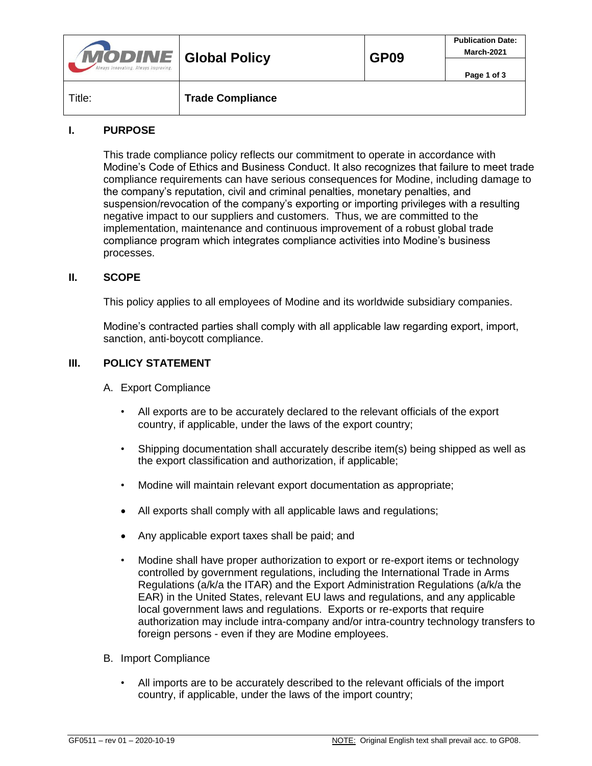| MODINE | Global Policy | GP09 | Publication Date: March-2021 |
|---|---|---|---|
| Title: | Trade Compliance | | |

## I. PURPOSE

This trade compliance policy reflects our commitment to operate in accordance with Modine's Code of Ethics and Business Conduct. It also recognizes that failure to meet trade compliance requirements can have serious consequences for Modine, including damage to the company's reputation, civil and criminal penalties, monetary penalties, and suspension/revocation of the company's exporting or importing privileges with a resulting negative impact to our suppliers and customers. Thus, we are committed to the implementation, maintenance and continuous improvement of a robust global trade compliance program which integrates compliance activities into Modine's business processes.

## II. SCOPE

This policy applies to all employees of Modine and its worldwide subsidiary companies.

Modine's contracted parties shall comply with all applicable law regarding export, import, sanction, anti-boycott compliance.

## III. POLICY STATEMENT

A. Export Compliance

- All exports are to be accurately declared to the relevant officials of the export country, if applicable, under the laws of the export country;
- Shipping documentation shall accurately describe item(s) being shipped as well as the export classification and authorization, if applicable;
- Modine will maintain relevant export documentation as appropriate;
- All exports shall comply with all applicable laws and regulations;
- Any applicable export taxes shall be paid; and
- Modine shall have proper authorization to export or re-export items or technology controlled by government regulations, including the International Trade in Arms Regulations (a/k/a the ITAR) and the Export Administration Regulations (a/k/a the EAR) in the United States, relevant EU laws and regulations, and any applicable local government laws and regulations. Exports or re-exports that require authorization may include intra-company and/or intra-country technology transfers to foreign persons - even if they are Modine employees.

B. Import Compliance

- All imports are to be accurately described to the relevant officials of the import country, if applicable, under the laws of the import country;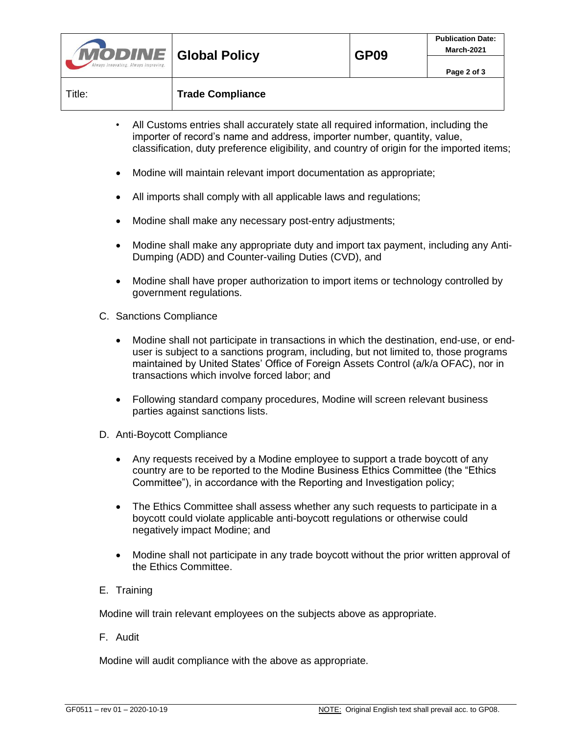- All Customs entries shall accurately state all required information, including the importer of record's name and address, importer number, quantity, value, classification, duty preference eligibility, and country of origin for the imported items;

- Modine will maintain relevant import documentation as appropriate;

- All imports shall comply with all applicable laws and regulations;

- Modine shall make any necessary post-entry adjustments;

- Modine shall make any appropriate duty and import tax payment, including any Anti-Dumping (ADD) and Counter-vailing Duties (CVD), and

- Modine shall have proper authorization to import items or technology controlled by government regulations.

C. Sanctions Compliance

- Modine shall not participate in transactions in which the destination, end-use, or end-user is subject to a sanctions program, including, but not limited to, those programs maintained by United States' Office of Foreign Assets Control (a/k/a OFAC), nor in transactions which involve forced labor; and

- Following standard company procedures, Modine will screen relevant business parties against sanctions lists.

D. Anti-Boycott Compliance

- Any requests received by a Modine employee to support a trade boycott of any country are to be reported to the Modine Business Ethics Committee (the "Ethics Committee"), in accordance with the Reporting and Investigation policy;

- The Ethics Committee shall assess whether any such requests to participate in a boycott could violate applicable anti-boycott regulations or otherwise could negatively impact Modine; and

- Modine shall not participate in any trade boycott without the prior written approval of the Ethics Committee.

E. Training

Modine will train relevant employees on the subjects above as appropriate.

F. Audit

Modine will audit compliance with the above as appropriate.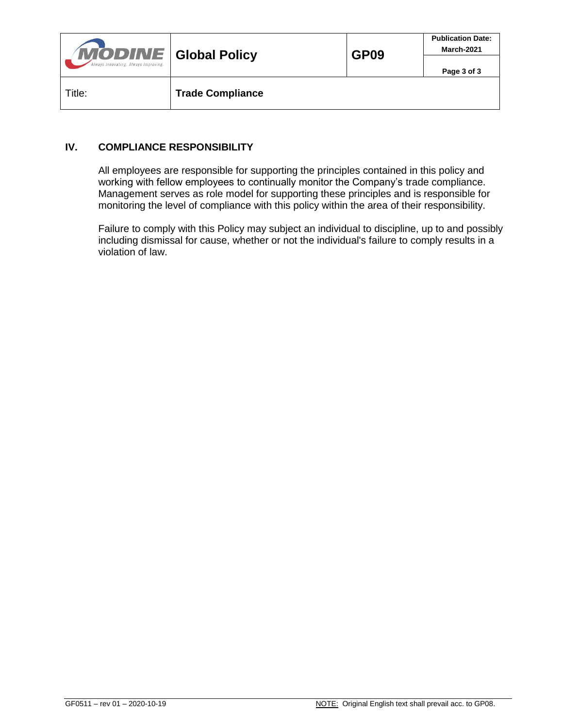## IV. COMPLIANCE RESPONSIBILITY

All employees are responsible for supporting the principles contained in this policy and working with fellow employees to continually monitor the Company's trade compliance. Management serves as role model for supporting these principles and is responsible for monitoring the level of compliance with this policy within the area of their responsibility.

Failure to comply with this Policy may subject an individual to discipline, up to and possibly including dismissal for cause, whether or not the individual's failure to comply results in a violation of law.